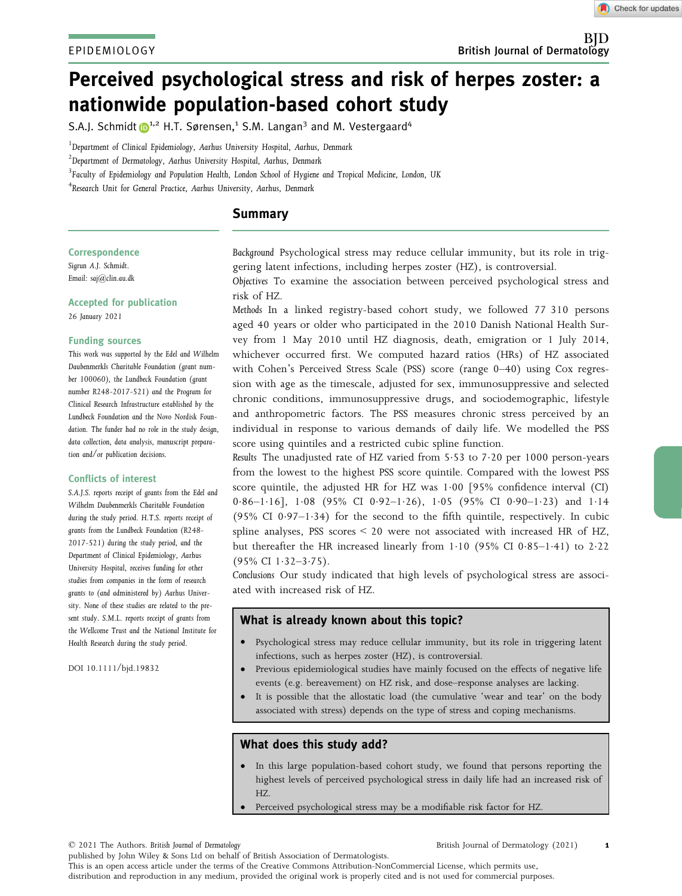EPIDEMIOLOGY

# Perceived psychological stress and risk of herpes zoster: a nationwide population-based cohort study

S.A.J. Schmidt[1,2] H.T. Sørensen,[1] S.M. Langan[3] and M. Vestergaard[4]

[1]Department of Clinical Epidemiology, Aarhus University Hospital, Aarhus, Denmark

[2]Department of Dermatology, Aarhus University Hospital, Aarhus, Denmark

[3]Faculty of Epidemiology and Population Health, London School of Hygiene and Tropical Medicine, London, UK

[4]Research Unit for General Practice, Aarhus University, Aarhus, Denmark

## Summary

*Background* Psychological stress may reduce cellular immunity, but its role in triggering latent infections, including herpes zoster (HZ), is controversial.

*Objectives* To examine the association between perceived psychological stress and risk of HZ.

*Methods* In a linked registry-based cohort study, we followed 77 310 persons aged 40 years or older who participated in the 2010 Danish National Health Survey from 1 May 2010 until HZ diagnosis, death, emigration or 1 July 2014, whichever occurred first. We computed hazard ratios (HRs) of HZ associated with Cohen's Perceived Stress Scale (PSS) score (range 0–40) using Cox regression with age as the timescale, adjusted for sex, immunosuppressive and selected chronic conditions, immunosuppressive drugs, and sociodemographic, lifestyle and anthropometric factors. The PSS measures chronic stress perceived by an individual in response to various demands of daily life. We modelled the PSS score using quintiles and a restricted cubic spline function.

*Results* The unadjusted rate of HZ varied from 5·53 to 7·20 per 1000 person-years from the lowest to the highest PSS score quintile. Compared with the lowest PSS score quintile, the adjusted HR for HZ was 1·00 [95% confidence interval (CI) 0·86–1·16], 1·08 (95% CI 0·92–1·26), 1·05 (95% CI 0·90–1·23) and 1·14 (95% CI 0·97–1·34) for the second to the fifth quintile, respectively. In cubic spline analyses, PSS scores < 20 were not associated with increased HR of HZ, but thereafter the HR increased linearly from 1·10 (95% CI 0·85–1·41) to 2·22 (95% CI 1·32–3·75).

*Conclusions* Our study indicated that high levels of psychological stress are associated with increased risk of HZ.

### What is already known about this topic?

- Psychological stress may reduce cellular immunity, but its role in triggering latent infections, such as herpes zoster (HZ), is controversial.
- Previous epidemiological studies have mainly focused on the effects of negative life events (e.g. bereavement) on HZ risk, and dose–response analyses are lacking.
- It is possible that the allostatic load (the cumulative 'wear and tear' on the body associated with stress) depends on the type of stress and coping mechanisms.

### What does this study add?

- In this large population-based cohort study, we found that persons reporting the highest levels of perceived psychological stress in daily life had an increased risk of HZ.
- Perceived psychological stress may be a modifiable risk factor for HZ.

**Correspondence**
Sigrun A.J. Schmidt.
Email: saj@clin.au.dk

**Accepted for publication**
26 January 2021

**Funding sources**
This work was supported by the Edel and Wilhelm Daubenmerkls Charitable Foundation (grant number 100060), the Lundbeck Foundation (grant number R248-2017-521) and the Program for Clinical Research Infrastructure established by the Lundbeck Foundation and the Novo Nordisk Foundation. The funder had no role in the study design, data collection, data analysis, manuscript preparation and/or publication decisions.

**Conflicts of interest**
S.A.J.S. reports receipt of grants from the Edel and Wilhelm Daubenmerkls Charitable Foundation during the study period. H.T.S. reports receipt of grants from the Lundbeck Foundation (R248-2017-521) during the study period, and the Department of Clinical Epidemiology, Aarhus University Hospital, receives funding for other studies from companies in the form of research grants to (and administered by) Aarhus University. None of these studies are related to the present study. S.M.L. reports receipt of grants from the Wellcome Trust and the National Institute for Health Research during the study period.

DOI 10.1111/bjd.19832

© 2021 The Authors. British Journal of Dermatology published by John Wiley & Sons Ltd on behalf of British Association of Dermatologists.
This is an open access article under the terms of the Creative Commons Attribution-NonCommercial License, which permits use, distribution and reproduction in any medium, provided the original work is properly cited and is not used for commercial purposes.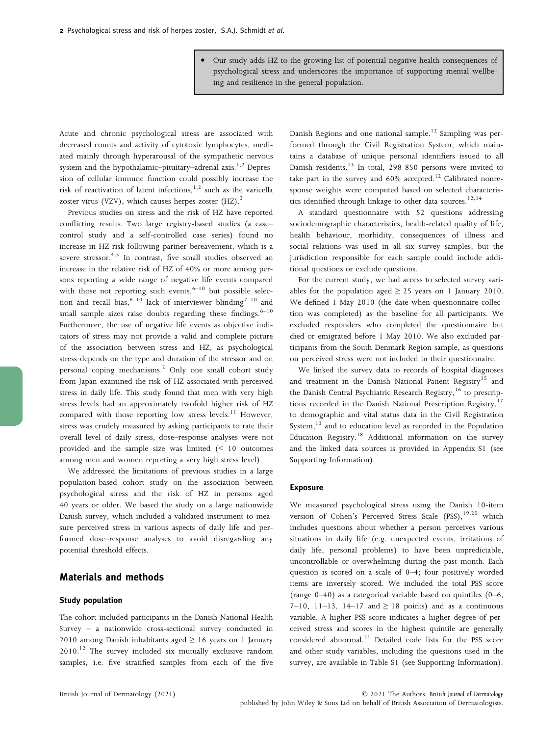- Our study adds HZ to the growing list of potential negative health consequences of psychological stress and underscores the importance of supporting mental wellbeing and resilience in the general population.

Acute and chronic psychological stress are associated with decreased counts and activity of cytotoxic lymphocytes, mediated mainly through hyperarousal of the sympathetic nervous system and the hypothalamic–pituitary–adrenal axis.[1,2] Depression of cellular immune function could possibly increase the risk of reactivation of latent infections,[1,2] such as the varicella zoster virus (VZV), which causes herpes zoster (HZ).[3]

Previous studies on stress and the risk of HZ have reported conflicting results. Two large registry-based studies (a case–control study and a self-controlled case series) found no increase in HZ risk following partner bereavement, which is a severe stressor.[4,5] In contrast, five small studies observed an increase in the relative risk of HZ of 40% or more among persons reporting a wide range of negative life events compared with those not reporting such events,[6–10] but possible selection and recall bias,[6–10] lack of interviewer blinding[7–10] and small sample sizes raise doubts regarding these findings.[6–10] Furthermore, the use of negative life events as objective indicators of stress may not provide a valid and complete picture of the association between stress and HZ, as psychological stress depends on the type and duration of the stressor and on personal coping mechanisms.[2] Only one small cohort study from Japan examined the risk of HZ associated with perceived stress in daily life. This study found that men with very high stress levels had an approximately twofold higher risk of HZ compared with those reporting low stress levels.[11] However, stress was crudely measured by asking participants to rate their overall level of daily stress, dose–response analyses were not provided and the sample size was limited (< 10 outcomes among men and women reporting a very high stress level).

We addressed the limitations of previous studies in a large population-based cohort study on the association between psychological stress and the risk of HZ in persons aged 40 years or older. We based the study on a large nationwide Danish survey, which included a validated instrument to measure perceived stress in various aspects of daily life and performed dose–response analyses to avoid disregarding any potential threshold effects.

## Materials and methods

### Study population

The cohort included participants in the Danish National Health Survey – a nationwide cross-sectional survey conducted in 2010 among Danish inhabitants aged ≥ 16 years on 1 January 2010.[12] The survey included six mutually exclusive random samples, i.e. five stratified samples from each of the five Danish Regions and one national sample.[12] Sampling was performed through the Civil Registration System, which maintains a database of unique personal identifiers issued to all Danish residents.[13] In total, 298 850 persons were invited to take part in the survey and 60% accepted.[12] Calibrated nonresponse weights were computed based on selected characteristics identified through linkage to other data sources.[12,14]

A standard questionnaire with 52 questions addressing sociodemographic characteristics, health-related quality of life, health behaviour, morbidity, consequences of illness and social relations was used in all six survey samples, but the jurisdiction responsible for each sample could include additional questions or exclude questions.

For the current study, we had access to selected survey variables for the population aged ≥ 25 years on 1 January 2010. We defined 1 May 2010 (the date when questionnaire collection was completed) as the baseline for all participants. We excluded responders who completed the questionnaire but died or emigrated before 1 May 2010. We also excluded participants from the South Denmark Region sample, as questions on perceived stress were not included in their questionnaire.

We linked the survey data to records of hospital diagnoses and treatment in the Danish National Patient Registry[15] and the Danish Central Psychiatric Research Registry,[16] to prescriptions recorded in the Danish National Prescription Registry,[17] to demographic and vital status data in the Civil Registration System,[13] and to education level as recorded in the Population Education Registry.[18] Additional information on the survey and the linked data sources is provided in Appendix S1 (see Supporting Information).

### Exposure

We measured psychological stress using the Danish 10-item version of Cohen's Perceived Stress Scale (PSS),[19,20] which includes questions about whether a person perceives various situations in daily life (e.g. unexpected events, irritations of daily life, personal problems) to have been unpredictable, uncontrollable or overwhelming during the past month. Each question is scored on a scale of 0–4; four positively worded items are inversely scored. We included the total PSS score (range 0–40) as a categorical variable based on quintiles (0–6, 7–10, 11–13, 14–17 and ≥ 18 points) and as a continuous variable. A higher PSS score indicates a higher degree of perceived stress and scores in the highest quintile are generally considered abnormal.[21] Detailed code lists for the PSS score and other study variables, including the questions used in the survey, are available in Table S1 (see Supporting Information).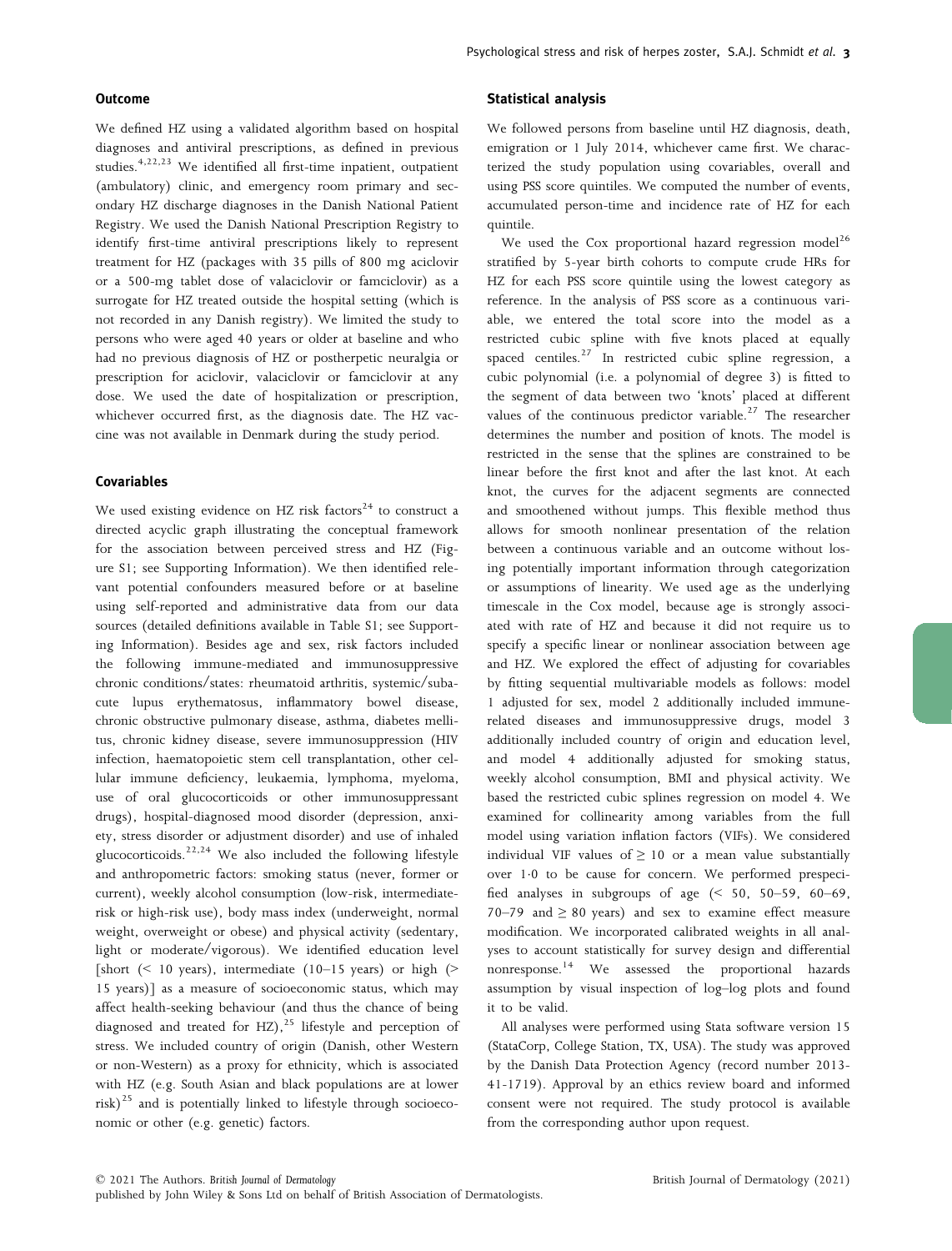### Outcome

We defined HZ using a validated algorithm based on hospital diagnoses and antiviral prescriptions, as defined in previous studies.[4,22,23] We identified all first-time inpatient, outpatient (ambulatory) clinic, and emergency room primary and secondary HZ discharge diagnoses in the Danish National Patient Registry. We used the Danish National Prescription Registry to identify first-time antiviral prescriptions likely to represent treatment for HZ (packages with 35 pills of 800 mg aciclovir or a 500-mg tablet dose of valaciclovir or famciclovir) as a surrogate for HZ treated outside the hospital setting (which is not recorded in any Danish registry). We limited the study to persons who were aged 40 years or older at baseline and who had no previous diagnosis of HZ or postherpetic neuralgia or prescription for aciclovir, valaciclovir or famciclovir at any dose. We used the date of hospitalization or prescription, whichever occurred first, as the diagnosis date. The HZ vaccine was not available in Denmark during the study period.

### Covariables

We used existing evidence on HZ risk factors[24] to construct a directed acyclic graph illustrating the conceptual framework for the association between perceived stress and HZ (Figure S1; see Supporting Information). We then identified relevant potential confounders measured before or at baseline using self-reported and administrative data from our data sources (detailed definitions available in Table S1; see Supporting Information). Besides age and sex, risk factors included the following immune-mediated and immunosuppressive chronic conditions/states: rheumatoid arthritis, systemic/subacute lupus erythematosus, inflammatory bowel disease, chronic obstructive pulmonary disease, asthma, diabetes mellitus, chronic kidney disease, severe immunosuppression (HIV infection, haematopoietic stem cell transplantation, other cellular immune deficiency, leukaemia, lymphoma, myeloma, use of oral glucocorticoids or other immunosuppressant drugs), hospital-diagnosed mood disorder (depression, anxiety, stress disorder or adjustment disorder) and use of inhaled glucocorticoids.[22,24] We also included the following lifestyle and anthropometric factors: smoking status (never, former or current), weekly alcohol consumption (low-risk, intermediate-risk or high-risk use), body mass index (underweight, normal weight, overweight or obese) and physical activity (sedentary, light or moderate/vigorous). We identified education level [short (< 10 years), intermediate (10–15 years) or high (> 15 years)] as a measure of socioeconomic status, which may affect health-seeking behaviour (and thus the chance of being diagnosed and treated for HZ),[25] lifestyle and perception of stress. We included country of origin (Danish, other Western or non-Western) as a proxy for ethnicity, which is associated with HZ (e.g. South Asian and black populations are at lower risk)[25] and is potentially linked to lifestyle through socioeconomic or other (e.g. genetic) factors.

### Statistical analysis

We followed persons from baseline until HZ diagnosis, death, emigration or 1 July 2014, whichever came first. We characterized the study population using covariables, overall and using PSS score quintiles. We computed the number of events, accumulated person-time and incidence rate of HZ for each quintile.

We used the Cox proportional hazard regression model[26] stratified by 5-year birth cohorts to compute crude HRs for HZ for each PSS score quintile using the lowest category as reference. In the analysis of PSS score as a continuous variable, we entered the total score into the model as a restricted cubic spline with five knots placed at equally spaced centiles.[27] In restricted cubic spline regression, a cubic polynomial (i.e. a polynomial of degree 3) is fitted to the segment of data between two 'knots' placed at different values of the continuous predictor variable.[27] The researcher determines the number and position of knots. The model is restricted in the sense that the splines are constrained to be linear before the first knot and after the last knot. At each knot, the curves for the adjacent segments are connected and smoothened without jumps. This flexible method thus allows for smooth nonlinear presentation of the relation between a continuous variable and an outcome without losing potentially important information through categorization or assumptions of linearity. We used age as the underlying timescale in the Cox model, because age is strongly associated with rate of HZ and because it did not require us to specify a specific linear or nonlinear association between age and HZ. We explored the effect of adjusting for covariables by fitting sequential multivariable models as follows: model 1 adjusted for sex, model 2 additionally included immune-related diseases and immunosuppressive drugs, model 3 additionally included country of origin and education level, and model 4 additionally adjusted for smoking status, weekly alcohol consumption, BMI and physical activity. We based the restricted cubic splines regression on model 4. We examined for collinearity among variables from the full model using variation inflation factors (VIFs). We considered individual VIF values of ≥ 10 or a mean value substantially over 1·0 to be cause for concern. We performed prespecified analyses in subgroups of age (< 50, 50–59, 60–69, 70–79 and ≥ 80 years) and sex to examine effect measure modification. We incorporated calibrated weights in all analyses to account statistically for survey design and differential nonresponse.[14] We assessed the proportional hazards assumption by visual inspection of log–log plots and found it to be valid.

All analyses were performed using Stata software version 15 (StataCorp, College Station, TX, USA). The study was approved by the Danish Data Protection Agency (record number 2013-41-1719). Approval by an ethics review board and informed consent were not required. The study protocol is available from the corresponding author upon request.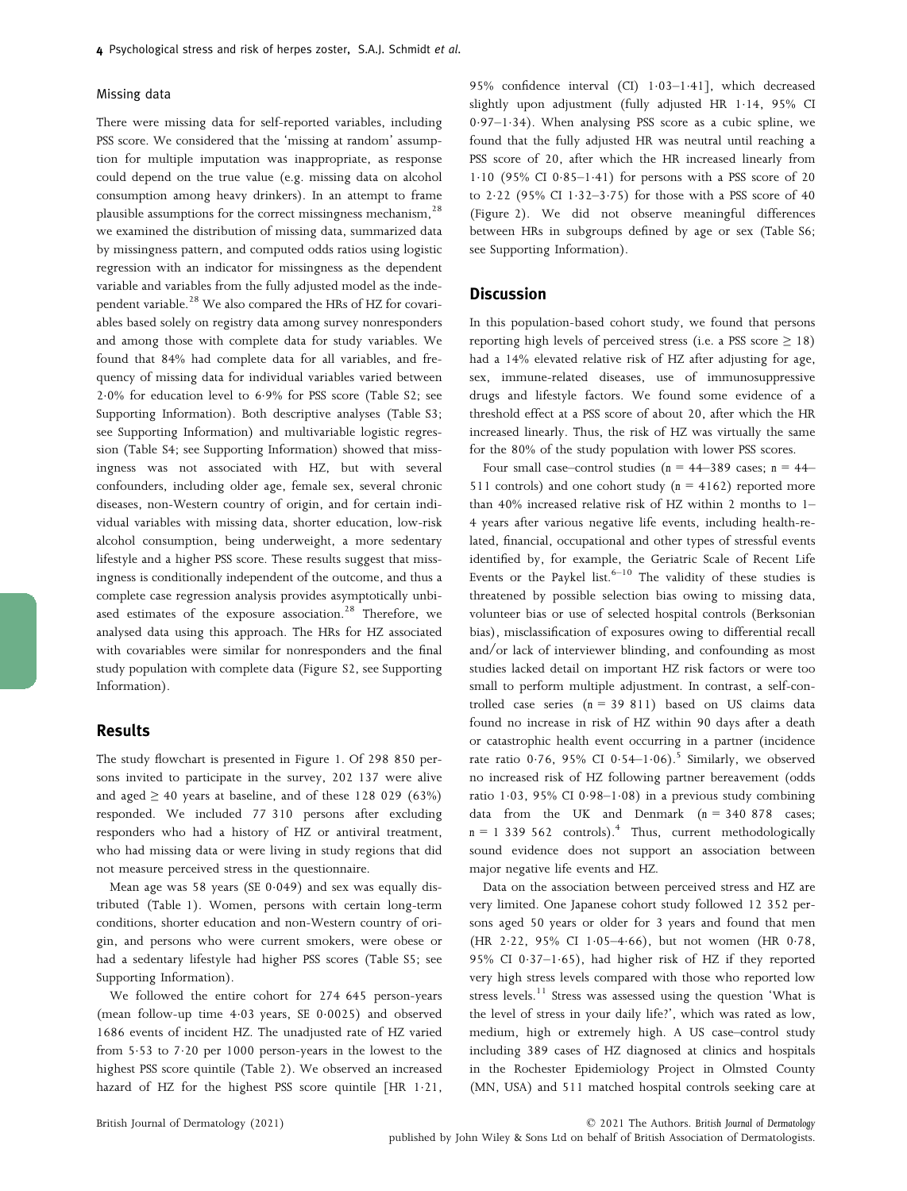### Missing data

There were missing data for self-reported variables, including PSS score. We considered that the 'missing at random' assumption for multiple imputation was inappropriate, as response could depend on the true value (e.g. missing data on alcohol consumption among heavy drinkers). In an attempt to frame plausible assumptions for the correct missingness mechanism,[28] we examined the distribution of missing data, summarized data by missingness pattern, and computed odds ratios using logistic regression with an indicator for missingness as the dependent variable and variables from the fully adjusted model as the independent variable.[28] We also compared the HRs of HZ for covariables based solely on registry data among survey nonresponders and among those with complete data for study variables. We found that 84% had complete data for all variables, and frequency of missing data for individual variables varied between 2·0% for education level to 6·9% for PSS score (Table S2; see Supporting Information). Both descriptive analyses (Table S3; see Supporting Information) and multivariable logistic regression (Table S4; see Supporting Information) showed that missingness was not associated with HZ, but with several confounders, including older age, female sex, several chronic diseases, non-Western country of origin, and for certain individual variables with missing data, shorter education, low-risk alcohol consumption, being underweight, a more sedentary lifestyle and a higher PSS score. These results suggest that missingness is conditionally independent of the outcome, and thus a complete case regression analysis provides asymptotically unbiased estimates of the exposure association.[28] Therefore, we analysed data using this approach. The HRs for HZ associated with covariables were similar for nonresponders and the final study population with complete data (Figure S2, see Supporting Information).

## Results

The study flowchart is presented in Figure 1. Of 298 850 persons invited to participate in the survey, 202 137 were alive and aged ≥ 40 years at baseline, and of these 128 029 (63%) responded. We included 77 310 persons after excluding responders who had a history of HZ or antiviral treatment, who had missing data or were living in study regions that did not measure perceived stress in the questionnaire.

Mean age was 58 years (SE 0·049) and sex was equally distributed (Table 1). Women, persons with certain long-term conditions, shorter education and non-Western country of origin, and persons who were current smokers, were obese or had a sedentary lifestyle had higher PSS scores (Table S5; see Supporting Information).

We followed the entire cohort for 274 645 person-years (mean follow-up time 4·03 years, SE 0·0025) and observed 1686 events of incident HZ. The unadjusted rate of HZ varied from 5·53 to 7·20 per 1000 person-years in the lowest to the highest PSS score quintile (Table 2). We observed an increased hazard of HZ for the highest PSS score quintile [HR 1·21, 95% confidence interval (CI) 1·03–1·41], which decreased slightly upon adjustment (fully adjusted HR 1·14, 95% CI 0·97–1·34). When analysing PSS score as a cubic spline, we found that the fully adjusted HR was neutral until reaching a PSS score of 20, after which the HR increased linearly from 1·10 (95% CI 0·85–1·41) for persons with a PSS score of 20 to 2·22 (95% CI 1·32–3·75) for those with a PSS score of 40 (Figure 2). We did not observe meaningful differences between HRs in subgroups defined by age or sex (Table S6; see Supporting Information).

## Discussion

In this population-based cohort study, we found that persons reporting high levels of perceived stress (i.e. a PSS score ≥ 18) had a 14% elevated relative risk of HZ after adjusting for age, sex, immune-related diseases, use of immunosuppressive drugs and lifestyle factors. We found some evidence of a threshold effect at a PSS score of about 20, after which the HR increased linearly. Thus, the risk of HZ was virtually the same for the 80% of the study population with lower PSS scores.

Four small case–control studies ($n$ = 44–389 cases; $n$ = 44–511 controls) and one cohort study ($n$ = 4162) reported more than 40% increased relative risk of HZ within 2 months to 1–4 years after various negative life events, including health-related, financial, occupational and other types of stressful events identified by, for example, the Geriatric Scale of Recent Life Events or the Paykel list.[6–10] The validity of these studies is threatened by possible selection bias owing to missing data, volunteer bias or use of selected hospital controls (Berksonian bias), misclassification of exposures owing to differential recall and/or lack of interviewer blinding, and confounding as most studies lacked detail on important HZ risk factors or were too small to perform multiple adjustment. In contrast, a self-controlled case series ($n$ = 39 811) based on US claims data found no increase in risk of HZ within 90 days after a death or catastrophic health event occurring in a partner (incidence rate ratio 0·76, 95% CI 0·54–1·06).[5] Similarly, we observed no increased risk of HZ following partner bereavement (odds ratio 1·03, 95% CI 0·98–1·08) in a previous study combining data from the UK and Denmark ($n$ = 340 878 cases; $n$ = 1 339 562 controls).[4] Thus, current methodologically sound evidence does not support an association between major negative life events and HZ.

Data on the association between perceived stress and HZ are very limited. One Japanese cohort study followed 12 352 persons aged 50 years or older for 3 years and found that men (HR 2·22, 95% CI 1·05–4·66), but not women (HR 0·78, 95% CI 0·37–1·65), had higher risk of HZ if they reported very high stress levels compared with those who reported low stress levels.[11] Stress was assessed using the question 'What is the level of stress in your daily life?', which was rated as low, medium, high or extremely high. A US case–control study including 389 cases of HZ diagnosed at clinics and hospitals in the Rochester Epidemiology Project in Olmsted County (MN, USA) and 511 matched hospital controls seeking care at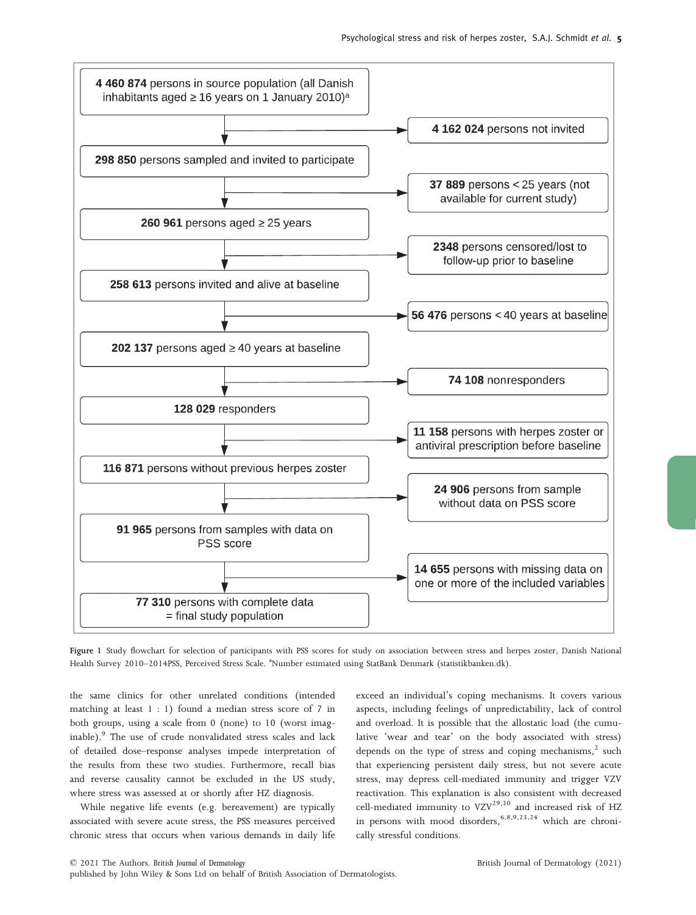**4 460 874** persons in source population (all Danish inhabitants aged ≥ 16 years on 1 January 2010)[a]

→ **4 162 024** persons not invited

**298 850** persons sampled and invited to participate

→ **37 889** persons < 25 years (not available for current study)

**260 961** persons aged ≥ 25 years

→ **2348** persons censored/lost to follow-up prior to baseline

**258 613** persons invited and alive at baseline

→ **56 476** persons < 40 years at baseline

**202 137** persons aged ≥ 40 years at baseline

→ **74 108** nonresponders

**128 029** responders

→ **11 158** persons with herpes zoster or antiviral prescription before baseline

**116 871** persons without previous herpes zoster

→ **24 906** persons from sample without data on PSS score

**91 965** persons from samples with data on PSS score

→ **14 655** persons with missing data on one or more of the included variables

**77 310** persons with complete data = final study population

Figure 1 Study flowchart for selection of participants with PSS scores for study on association between stress and herpes zoster, Danish National Health Survey 2010–2014PSS, Perceived Stress Scale. [a]Number estimated using StatBank Denmark (statistikbanken.dk).

the same clinics for other unrelated conditions (intended matching at least 1 : 1) found a median stress score of 7 in both groups, using a scale from 0 (none) to 10 (worst imaginable).[9] The use of crude nonvalidated stress scales and lack of detailed dose–response analyses impede interpretation of the results from these two studies. Furthermore, recall bias and reverse causality cannot be excluded in the US study, where stress was assessed at or shortly after HZ diagnosis.

While negative life events (e.g. bereavement) are typically associated with severe acute stress, the PSS measures perceived chronic stress that occurs when various demands in daily life exceed an individual's coping mechanisms. It covers various aspects, including feelings of unpredictability, lack of control and overload. It is possible that the allostatic load (the cumulative 'wear and tear' on the body associated with stress) depends on the type of stress and coping mechanisms,[2] such that experiencing persistent daily stress, but not severe acute stress, may depress cell-mediated immunity and trigger VZV reactivation. This explanation is also consistent with decreased cell-mediated immunity to VZV[29,30] and increased risk of HZ in persons with mood disorders,[6,8,9,23,24] which are chronically stressful conditions.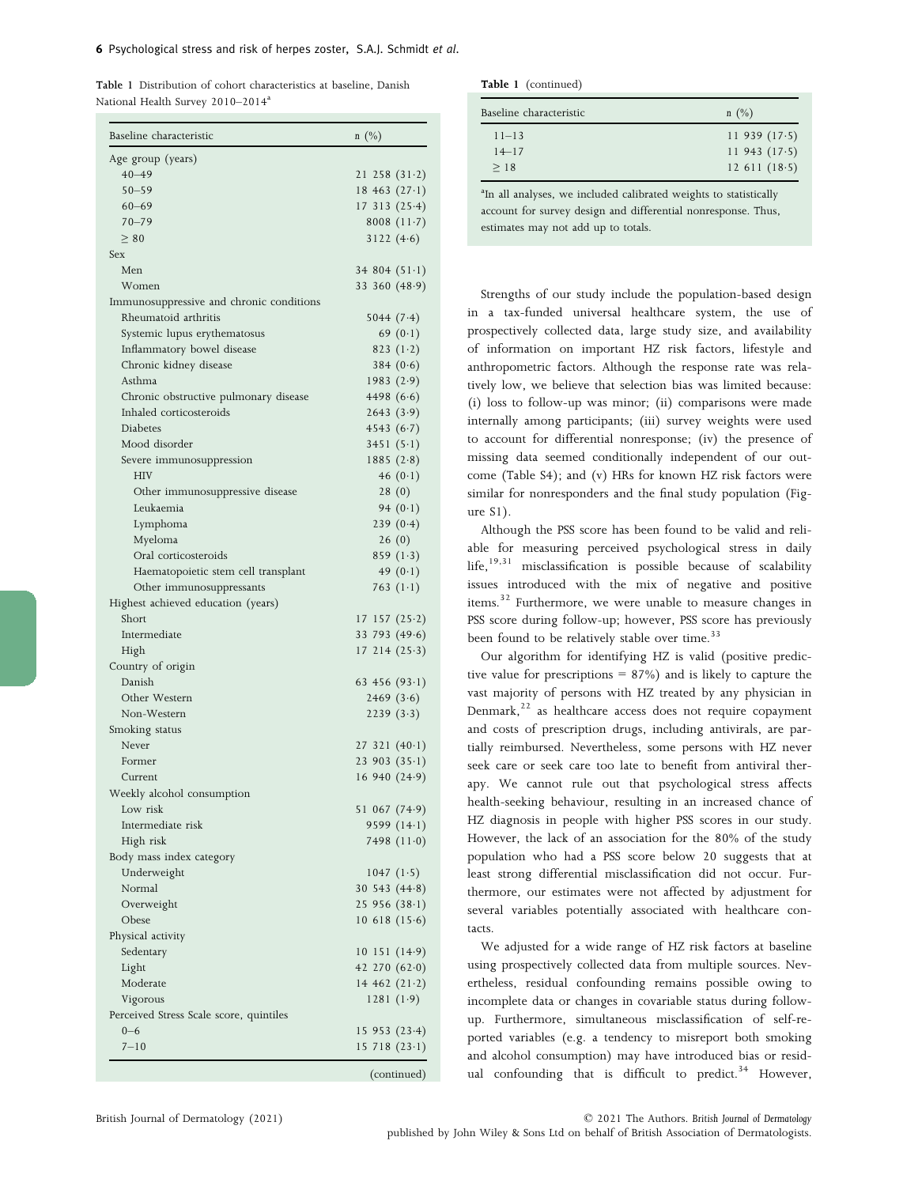Table 1 Distribution of cohort characteristics at baseline, Danish National Health Survey 2010–2014[a]

| Baseline characteristic | n (%) |
|---|---|
| Age group (years) | |
| 40–49 | 21 258 (31·2) |
| 50–59 | 18 463 (27·1) |
| 60–69 | 17 313 (25·4) |
| 70–79 | 8008 (11·7) |
| ≥ 80 | 3122 (4·6) |
| Sex | |
| Men | 34 804 (51·1) |
| Women | 33 360 (48·9) |
| Immunosuppressive and chronic conditions | |
| Rheumatoid arthritis | 5044 (7·4) |
| Systemic lupus erythematosus | 69 (0·1) |
| Inflammatory bowel disease | 823 (1·2) |
| Chronic kidney disease | 384 (0·6) |
| Asthma | 1983 (2·9) |
| Chronic obstructive pulmonary disease | 4498 (6·6) |
| Inhaled corticosteroids | 2643 (3·9) |
| Diabetes | 4543 (6·7) |
| Mood disorder | 3451 (5·1) |
| Severe immunosuppression | 1885 (2·8) |
| HIV | 46 (0·1) |
| Other immunosuppressive disease | 28 (0) |
| Leukaemia | 94 (0·1) |
| Lymphoma | 239 (0·4) |
| Myeloma | 26 (0) |
| Oral corticosteroids | 859 (1·3) |
| Haematopoietic stem cell transplant | 49 (0·1) |
| Other immunosuppressants | 763 (1·1) |
| Highest achieved education (years) | |
| Short | 17 157 (25·2) |
| Intermediate | 33 793 (49·6) |
| High | 17 214 (25·3) |
| Country of origin | |
| Danish | 63 456 (93·1) |
| Other Western | 2469 (3·6) |
| Non-Western | 2239 (3·3) |
| Smoking status | |
| Never | 27 321 (40·1) |
| Former | 23 903 (35·1) |
| Current | 16 940 (24·9) |
| Weekly alcohol consumption | |
| Low risk | 51 067 (74·9) |
| Intermediate risk | 9599 (14·1) |
| High risk | 7498 (11·0) |
| Body mass index category | |
| Underweight | 1047 (1·5) |
| Normal | 30 543 (44·8) |
| Overweight | 25 956 (38·1) |
| Obese | 10 618 (15·6) |
| Physical activity | |
| Sedentary | 10 151 (14·9) |
| Light | 42 270 (62·0) |
| Moderate | 14 462 (21·2) |
| Vigorous | 1281 (1·9) |
| Perceived Stress Scale score, quintiles | |
| 0–6 | 15 953 (23·4) |
| 7–10 | 15 718 (23·1) |
| 11–13 | 11 939 (17·5) |
| 14–17 | 11 943 (17·5) |
| ≥ 18 | 12 611 (18·5) |

[a]In all analyses, we included calibrated weights to statistically account for survey design and differential nonresponse. Thus, estimates may not add up to totals.

Strengths of our study include the population-based design in a tax-funded universal healthcare system, the use of prospectively collected data, large study size, and availability of information on important HZ risk factors, lifestyle and anthropometric factors. Although the response rate was relatively low, we believe that selection bias was limited because: (i) loss to follow-up was minor; (ii) comparisons were made internally among participants; (iii) survey weights were used to account for differential nonresponse; (iv) the presence of missing data seemed conditionally independent of our outcome (Table S4); and (v) HRs for known HZ risk factors were similar for nonresponders and the final study population (Figure S1).

Although the PSS score has been found to be valid and reliable for measuring perceived psychological stress in daily life,[19,31] misclassification is possible because of scalability issues introduced with the mix of negative and positive items.[32] Furthermore, we were unable to measure changes in PSS score during follow-up; however, PSS score has previously been found to be relatively stable over time.[33]

Our algorithm for identifying HZ is valid (positive predictive value for prescriptions = 87%) and is likely to capture the vast majority of persons with HZ treated by any physician in Denmark,[22] as healthcare access does not require copayment and costs of prescription drugs, including antivirals, are partially reimbursed. Nevertheless, some persons with HZ never seek care or seek care too late to benefit from antiviral therapy. We cannot rule out that psychological stress affects health-seeking behaviour, resulting in an increased chance of HZ diagnosis in people with higher PSS scores in our study. However, the lack of an association for the 80% of the study population who had a PSS score below 20 suggests that at least strong differential misclassification did not occur. Furthermore, our estimates were not affected by adjustment for several variables potentially associated with healthcare contacts.

We adjusted for a wide range of HZ risk factors at baseline using prospectively collected data from multiple sources. Nevertheless, residual confounding remains possible owing to incomplete data or changes in covariable status during follow-up. Furthermore, simultaneous misclassification of self-reported variables (e.g. a tendency to misreport both smoking and alcohol consumption) may have introduced bias or residual confounding that is difficult to predict.[34] However,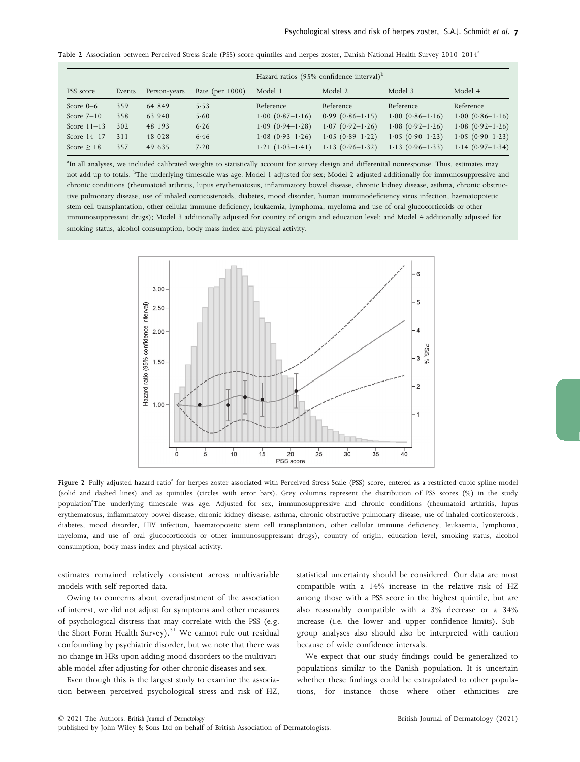Table 2 Association between Perceived Stress Scale (PSS) score quintiles and herpes zoster, Danish National Health Survey 2010–2014[a]

| PSS score | Events | Person-years | Rate (per 1000) | Hazard ratios (95% confidence interval)[b] | | | |
|---|---|---|---|---|---|---|---|
| | | | | Model 1 | Model 2 | Model 3 | Model 4 |
| Score 0–6 | 359 | 64 849 | 5·53 | Reference | Reference | Reference | Reference |
| Score 7–10 | 358 | 63 940 | 5·60 | 1·00 (0·87–1·16) | 0·99 (0·86–1·15) | 1·00 (0·86–1·16) | 1·00 (0·86–1·16) |
| Score 11–13 | 302 | 48 193 | 6·26 | 1·09 (0·94–1·28) | 1·07 (0·92–1·26) | 1·08 (0·92–1·26) | 1·08 (0·92–1·26) |
| Score 14–17 | 311 | 48 028 | 6·46 | 1·08 (0·93–1·26) | 1·05 (0·89–1·22) | 1·05 (0·90–1·23) | 1·05 (0·90–1·23) |
| Score ≥ 18 | 357 | 49 635 | 7·20 | 1·21 (1·03–1·41) | 1·13 (0·96–1·32) | 1·13 (0·96–1·33) | 1·14 (0·97–1·34) |

[a]In all analyses, we included calibrated weights to statistically account for survey design and differential nonresponse. Thus, estimates may not add up to totals. [b]The underlying timescale was age. Model 1 adjusted for sex; Model 2 adjusted additionally for immunosuppressive and chronic conditions (rheumatoid arthritis, lupus erythematosus, inflammatory bowel disease, chronic kidney disease, asthma, chronic obstructive pulmonary disease, use of inhaled corticosteroids, diabetes, mood disorder, human immunodeficiency virus infection, haematopoietic stem cell transplantation, other cellular immune deficiency, leukaemia, lymphoma, myeloma and use of oral glucocorticoids or other immunosuppressant drugs); Model 3 additionally adjusted for country of origin and education level; and Model 4 additionally adjusted for smoking status, alcohol consumption, body mass index and physical activity.

Figure 2 Fully adjusted hazard ratio[a] for herpes zoster associated with Perceived Stress Scale (PSS) score, entered as a restricted cubic spline model (solid and dashed lines) and as quintiles (circles with error bars). Grey columns represent the distribution of PSS scores (%) in the study population[a]The underlying timescale was age. Adjusted for sex, immunosuppressive and chronic conditions (rheumatoid arthritis, lupus erythematosus, inflammatory bowel disease, chronic kidney disease, asthma, chronic obstructive pulmonary disease, use of inhaled corticosteroids, diabetes, mood disorder, HIV infection, haematopoietic stem cell transplantation, other cellular immune deficiency, leukaemia, lymphoma, myeloma, and use of oral glucocorticoids or other immunosuppressant drugs), country of origin, education level, smoking status, alcohol consumption, body mass index and physical activity.

estimates remained relatively consistent across multivariable models with self-reported data.

Owing to concerns about overadjustment of the association of interest, we did not adjust for symptoms and other measures of psychological distress that may correlate with the PSS (e.g. the Short Form Health Survey).[31] We cannot rule out residual confounding by psychiatric disorder, but we note that there was no change in HRs upon adding mood disorders to the multivariable model after adjusting for other chronic diseases and sex.

Even though this is the largest study to examine the association between perceived psychological stress and risk of HZ, statistical uncertainty should be considered. Our data are most compatible with a 14% increase in the relative risk of HZ among those with a PSS score in the highest quintile, but are also reasonably compatible with a 3% decrease or a 34% increase (i.e. the lower and upper confidence limits). Subgroup analyses also should also be interpreted with caution because of wide confidence intervals.

We expect that our study findings could be generalized to populations similar to the Danish population. It is uncertain whether these findings could be extrapolated to other populations, for instance those where other ethnicities are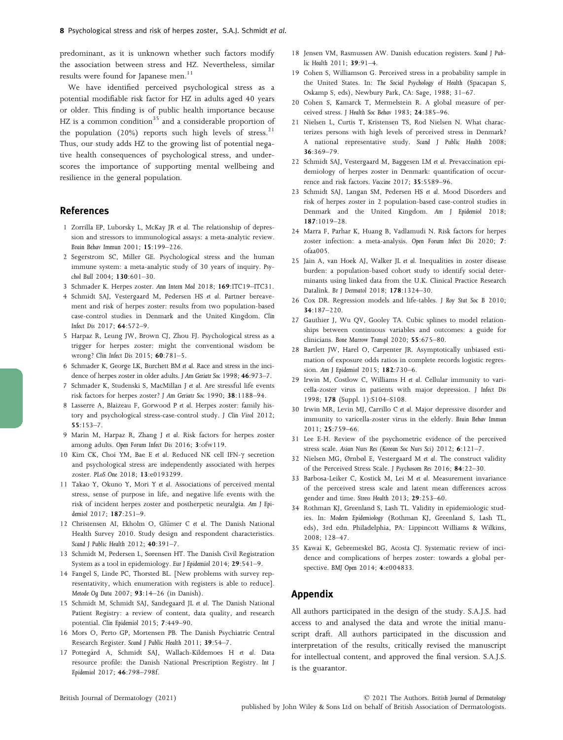predominant, as it is unknown whether such factors modify the association between stress and HZ. Nevertheless, similar results were found for Japanese men.[11]

We have identified perceived psychological stress as a potential modifiable risk factor for HZ in adults aged 40 years or older. This finding is of public health importance because HZ is a common condition[35] and a considerable proportion of the population (20%) reports such high levels of stress.[21] Thus, our study adds HZ to the growing list of potential negative health consequences of psychological stress, and underscores the importance of supporting mental wellbeing and resilience in the general population.

## References

1. Zorrilla EP, Luborsky L, McKay JR *et al.* The relationship of depression and stressors to immunological assays: a meta-analytic review. *Brain Behav Immun* 2001; **15**:199–226.
2. Segerstrom SC, Miller GE. Psychological stress and the human immune system: a meta-analytic study of 30 years of inquiry. *Psychol Bull* 2004; **130**:601–30.
3. Schmader K. Herpes zoster. *Ann Intern Med* 2018; **169**:ITC19–ITC31.
4. Schmidt SAJ, Vestergaard M, Pedersen HS *et al.* Partner bereavement and risk of herpes zoster: results from two population-based case-control studies in Denmark and the United Kingdom. *Clin Infect Dis* 2017; **64**:572–9.
5. Harpaz R, Leung JW, Brown CJ, Zhou FJ. Psychological stress as a trigger for herpes zoster: might the conventional wisdom be wrong? *Clin Infect Dis* 2015; **60**:781–5.
6. Schmader K, George LK, Burchett BM *et al.* Race and stress in the incidence of herpes zoster in older adults. *J Am Geriatr Soc* 1998; **46**:973–7.
7. Schmader K, Studenski S, MacMillan J *et al.* Are stressful life events risk factors for herpes zoster? *J Am Geriatr Soc* 1990; **38**:1188–94.
8. Lasserre A, Blaizeau F, Gorwood P *et al.* Herpes zoster: family history and psychological stress-case-control study. *J Clin Virol* 2012; **55**:153–7.
9. Marin M, Harpaz R, Zhang J *et al.* Risk factors for herpes zoster among adults. *Open Forum Infect Dis* 2016; **3**:ofw119.
10. Kim CK, Choi YM, Bae E *et al.* Reduced NK cell IFN-γ secretion and psychological stress are independently associated with herpes zoster. *PLoS One* 2018; **13**:e0193299.
11. Takao Y, Okuno Y, Mori Y *et al.* Associations of perceived mental stress, sense of purpose in life, and negative life events with the risk of incident herpes zoster and postherpetic neuralgia. *Am J Epidemiol* 2017; **187**:251–9.
12. Christensen AI, Ekholm O, Glümer C *et al.* The Danish National Health Survey 2010. Study design and respondent characteristics. *Scand J Public Health* 2012; **40**:391–7.
13. Schmidt M, Pedersen L, Sørensen HT. The Danish Civil Registration System as a tool in epidemiology. *Eur J Epidemiol* 2014; **29**:541–9.
14. Fangel S, Linde PC, Thorsted BL. [New problems with survey representativity, which enumeration with registers is able to reduce]. *Metode Og Data* 2007; **93**:14–26 (in Danish).
15. Schmidt M, Schmidt SAJ, Sandegaard JL *et al.* The Danish National Patient Registry: a review of content, data quality, and research potential. *Clin Epidemiol* 2015; **7**:449–90.
16. Mors O, Perto GP, Mortensen PB. The Danish Psychiatric Central Research Register. *Scand J Public Health* 2011; **39**:54–7.
17. Pottegård A, Schmidt SAJ, Wallach-Kildemoes H *et al.* Data resource profile: the Danish National Prescription Registry. *Int J Epidemiol* 2017; **46**:798–798f.
18. Jensen VM, Rasmussen AW. Danish education registers. *Scand J Public Health* 2011; **39**:91–4.
19. Cohen S, Williamson G. Perceived stress in a probability sample in the United States. In: *The Social Psychology of Health* (Spacapan S, Oskamp S, eds), Newbury Park, CA: Sage, 1988; 31–67.
20. Cohen S, Kamarck T, Mermelstein R. A global measure of perceived stress. *J Health Soc Behav* 1983; **24**:385–96.
21. Nielsen L, Curtis T, Kristensen TS, Rod Nielsen N. What characterizes persons with high levels of perceived stress in Denmark? A national representative study. *Scand J Public Health* 2008; **36**:369–79.
22. Schmidt SAJ, Vestergaard M, Baggesen LM *et al.* Prevaccination epidemiology of herpes zoster in Denmark: quantification of occurrence and risk factors. *Vaccine* 2017; **35**:5589–96.
23. Schmidt SAJ, Langan SM, Pedersen HS *et al.* Mood Disorders and risk of herpes zoster in 2 population-based case-control studies in Denmark and the United Kingdom. *Am J Epidemiol* 2018; **187**:1019–28.
24. Marra F, Parhar K, Huang B, Vadlamudi N. Risk factors for herpes zoster infection: a meta-analysis. *Open Forum Infect Dis* 2020; **7**: ofaa005.
25. Jain A, van Hoek AJ, Walker JL *et al.* Inequalities in zoster disease burden: a population-based cohort study to identify social determinants using linked data from the U.K. Clinical Practice Research Datalink. *Br J Dermatol* 2018; **178**:1324–30.
26. Cox DR. Regression models and life-tables. *J Roy Stat Soc B* 2010; **34**:187–220.
27. Gauthier J, Wu QV, Gooley TA. Cubic splines to model relationships between continuous variables and outcomes: a guide for clinicians. *Bone Marrow Transpl* 2020; **55**:675–80.
28. Bartlett JW, Harel O, Carpenter JR. Asymptotically unbiased estimation of exposure odds ratios in complete records logistic regression. *Am J Epidemiol* 2015; **182**:730–6.
29. Irwin M, Costlow C, Williams H *et al.* Cellular immunity to varicella-zoster virus in patients with major depression. *J Infect Dis* 1998; **178** (Suppl. 1):S104–S108.
30. Irwin MR, Levin MJ, Carrillo C *et al.* Major depressive disorder and immunity to varicella-zoster virus in the elderly. *Brain Behav Immun* 2011; **25**:759–66.
31. Lee E-H. Review of the psychometric evidence of the perceived stress scale. *Asian Nurs Res (Korean Soc Nurs Sci)* 2012; **6**:121–7.
32. Nielsen MG, Ørnbøl E, Vestergaard M *et al.* The construct validity of the Perceived Stress Scale. *J Psychosom Res* 2016; **84**:22–30.
33. Barbosa-Leiker C, Kostick M, Lei M *et al.* Measurement invariance of the perceived stress scale and latent mean differences across gender and time. *Stress Health* 2013; **29**:253–60.
34. Rothman KJ, Greenland S, Lash TL. Validity in epidemiologic studies. In: *Modern Epidemiology* (Rothman KJ, Greenland S, Lash TL, eds), 3rd edn. Philadelphia, PA: Lippincott Williams & Wilkins, 2008; 128–47.
35. Kawai K, Gebremeskel BG, Acosta CJ. Systematic review of incidence and complications of herpes zoster: towards a global perspective. *BMJ Open* 2014; **4**:e004833.

## Appendix

All authors participated in the design of the study. S.A.J.S. had access to and analysed the data and wrote the initial manuscript draft. All authors participated in the discussion and interpretation of the results, critically revised the manuscript for intellectual content, and approved the final version. S.A.J.S. is the guarantor.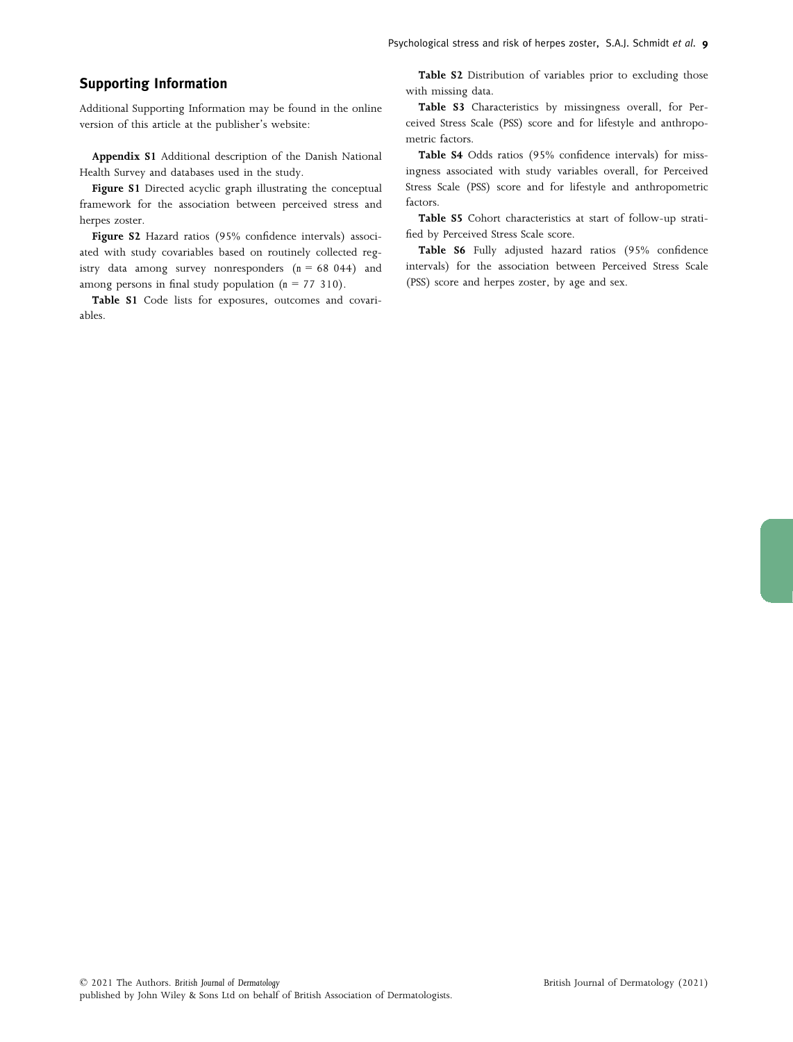## Supporting Information

Additional Supporting Information may be found in the online version of this article at the publisher's website:

**Appendix S1** Additional description of the Danish National Health Survey and databases used in the study.

**Figure S1** Directed acyclic graph illustrating the conceptual framework for the association between perceived stress and herpes zoster.

**Figure S2** Hazard ratios (95% confidence intervals) associated with study covariables based on routinely collected registry data among survey nonresponders ($n$ = 68 044) and among persons in final study population ($n$ = 77 310).

**Table S1** Code lists for exposures, outcomes and covariables.

**Table S2** Distribution of variables prior to excluding those with missing data.

**Table S3** Characteristics by missingness overall, for Perceived Stress Scale (PSS) score and for lifestyle and anthropometric factors.

**Table S4** Odds ratios (95% confidence intervals) for missingness associated with study variables overall, for Perceived Stress Scale (PSS) score and for lifestyle and anthropometric factors.

**Table S5** Cohort characteristics at start of follow-up stratified by Perceived Stress Scale score.

**Table S6** Fully adjusted hazard ratios (95% confidence intervals) for the association between Perceived Stress Scale (PSS) score and herpes zoster, by age and sex.